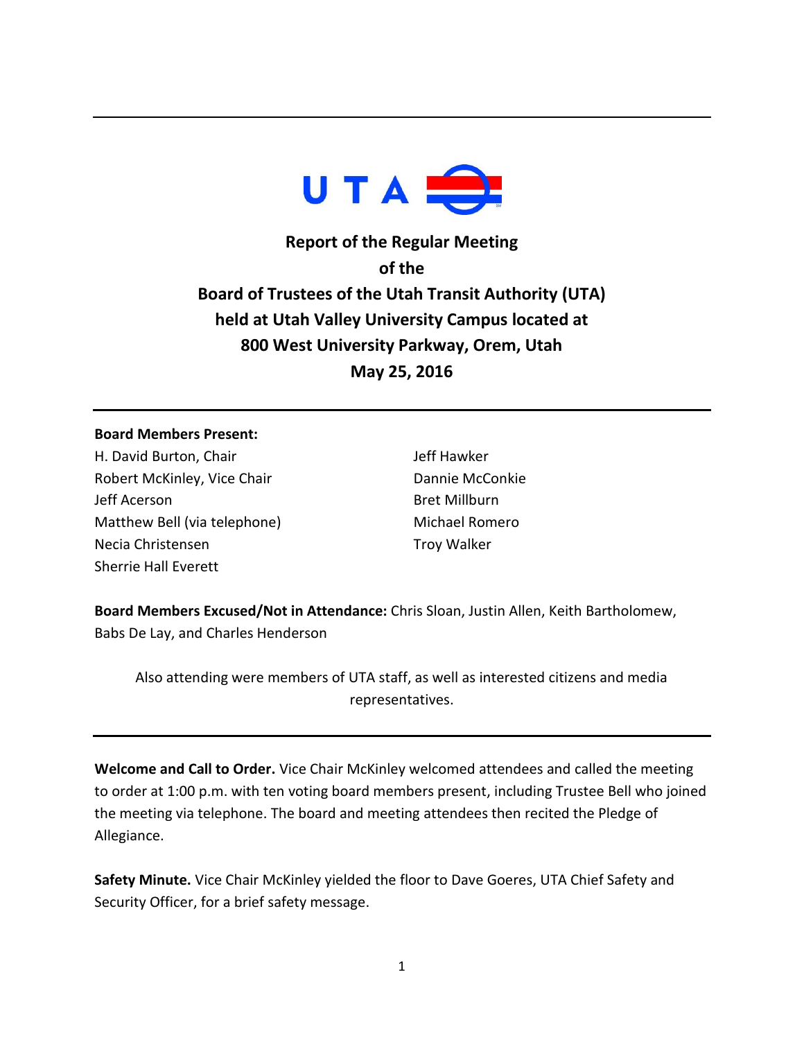# Report of the Regular Meeting of the Board of Trustees of the Utah Transit Authority (UTA) held at Utah Valley University Campus located at 800 West University Parkway, Orem, Utah May 25, 2016

---

**Board Members Present:**

H. David Burton, Chair
Robert McKinley, Vice Chair
Jeff Acerson
Matthew Bell (via telephone)
Necia Christensen
Sherrie Hall Everett
Jeff Hawker
Dannie McConkie
Bret Millburn
Michael Romero
Troy Walker

**Board Members Excused/Not in Attendance:** Chris Sloan, Justin Allen, Keith Bartholomew, Babs De Lay, and Charles Henderson

Also attending were members of UTA staff, as well as interested citizens and media representatives.

---

**Welcome and Call to Order.** Vice Chair McKinley welcomed attendees and called the meeting to order at 1:00 p.m. with ten voting board members present, including Trustee Bell who joined the meeting via telephone. The board and meeting attendees then recited the Pledge of Allegiance.

**Safety Minute.** Vice Chair McKinley yielded the floor to Dave Goeres, UTA Chief Safety and Security Officer, for a brief safety message.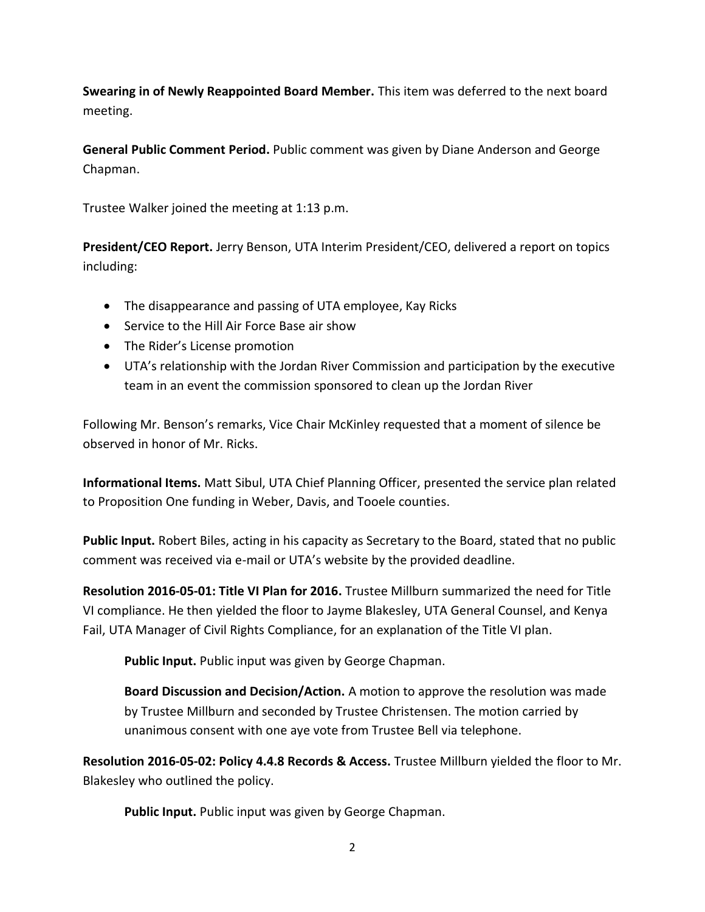**Swearing in of Newly Reappointed Board Member.** This item was deferred to the next board meeting.

**General Public Comment Period.** Public comment was given by Diane Anderson and George Chapman.

Trustee Walker joined the meeting at 1:13 p.m.

**President/CEO Report.** Jerry Benson, UTA Interim President/CEO, delivered a report on topics including:

- The disappearance and passing of UTA employee, Kay Ricks
- Service to the Hill Air Force Base air show
- The Rider's License promotion
- UTA's relationship with the Jordan River Commission and participation by the executive team in an event the commission sponsored to clean up the Jordan River

Following Mr. Benson's remarks, Vice Chair McKinley requested that a moment of silence be observed in honor of Mr. Ricks.

**Informational Items.** Matt Sibul, UTA Chief Planning Officer, presented the service plan related to Proposition One funding in Weber, Davis, and Tooele counties.

**Public Input.** Robert Biles, acting in his capacity as Secretary to the Board, stated that no public comment was received via e-mail or UTA's website by the provided deadline.

**Resolution 2016-05-01: Title VI Plan for 2016.** Trustee Millburn summarized the need for Title VI compliance. He then yielded the floor to Jayme Blakesley, UTA General Counsel, and Kenya Fail, UTA Manager of Civil Rights Compliance, for an explanation of the Title VI plan.

> **Public Input.** Public input was given by George Chapman.
>
> **Board Discussion and Decision/Action.** A motion to approve the resolution was made by Trustee Millburn and seconded by Trustee Christensen. The motion carried by unanimous consent with one aye vote from Trustee Bell via telephone.

**Resolution 2016-05-02: Policy 4.4.8 Records & Access.** Trustee Millburn yielded the floor to Mr. Blakesley who outlined the policy.

> **Public Input.** Public input was given by George Chapman.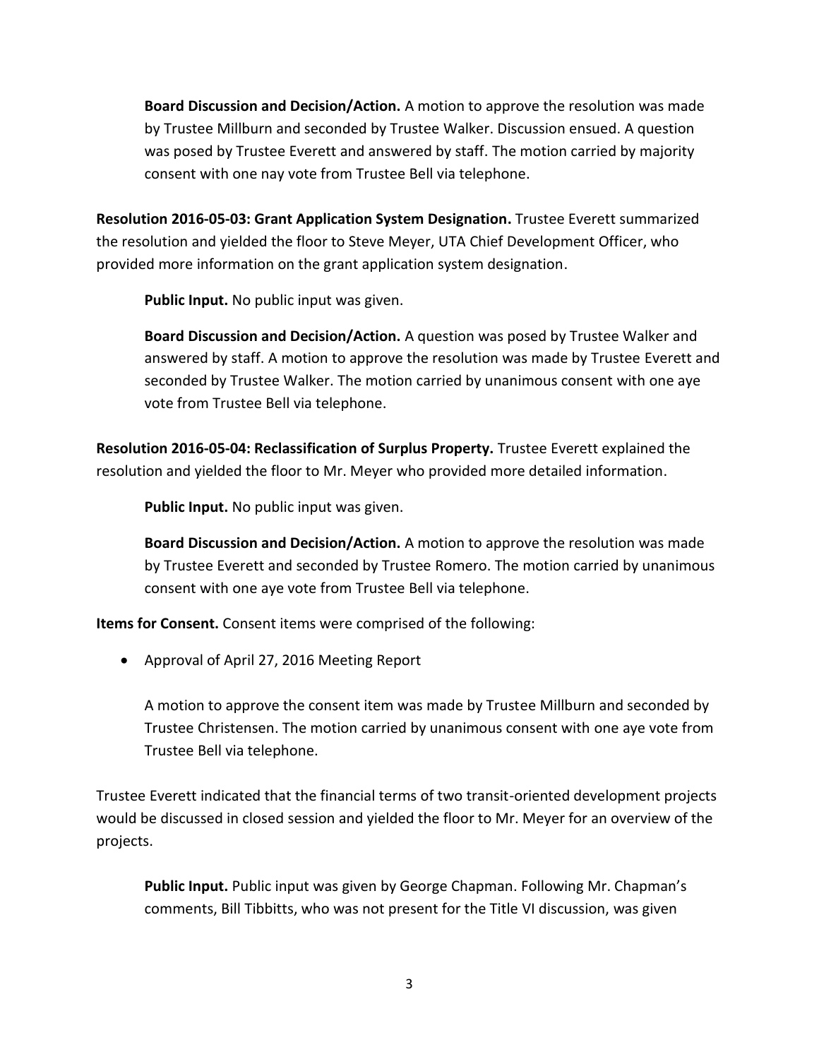**Board Discussion and Decision/Action.** A motion to approve the resolution was made by Trustee Millburn and seconded by Trustee Walker. Discussion ensued. A question was posed by Trustee Everett and answered by staff. The motion carried by majority consent with one nay vote from Trustee Bell via telephone.

**Resolution 2016-05-03: Grant Application System Designation.** Trustee Everett summarized the resolution and yielded the floor to Steve Meyer, UTA Chief Development Officer, who provided more information on the grant application system designation.

**Public Input.** No public input was given.

**Board Discussion and Decision/Action.** A question was posed by Trustee Walker and answered by staff. A motion to approve the resolution was made by Trustee Everett and seconded by Trustee Walker. The motion carried by unanimous consent with one aye vote from Trustee Bell via telephone.

**Resolution 2016-05-04: Reclassification of Surplus Property.** Trustee Everett explained the resolution and yielded the floor to Mr. Meyer who provided more detailed information.

**Public Input.** No public input was given.

**Board Discussion and Decision/Action.** A motion to approve the resolution was made by Trustee Everett and seconded by Trustee Romero. The motion carried by unanimous consent with one aye vote from Trustee Bell via telephone.

**Items for Consent.** Consent items were comprised of the following:

- Approval of April 27, 2016 Meeting Report

A motion to approve the consent item was made by Trustee Millburn and seconded by Trustee Christensen. The motion carried by unanimous consent with one aye vote from Trustee Bell via telephone.

Trustee Everett indicated that the financial terms of two transit-oriented development projects would be discussed in closed session and yielded the floor to Mr. Meyer for an overview of the projects.

**Public Input.** Public input was given by George Chapman. Following Mr. Chapman's comments, Bill Tibbitts, who was not present for the Title VI discussion, was given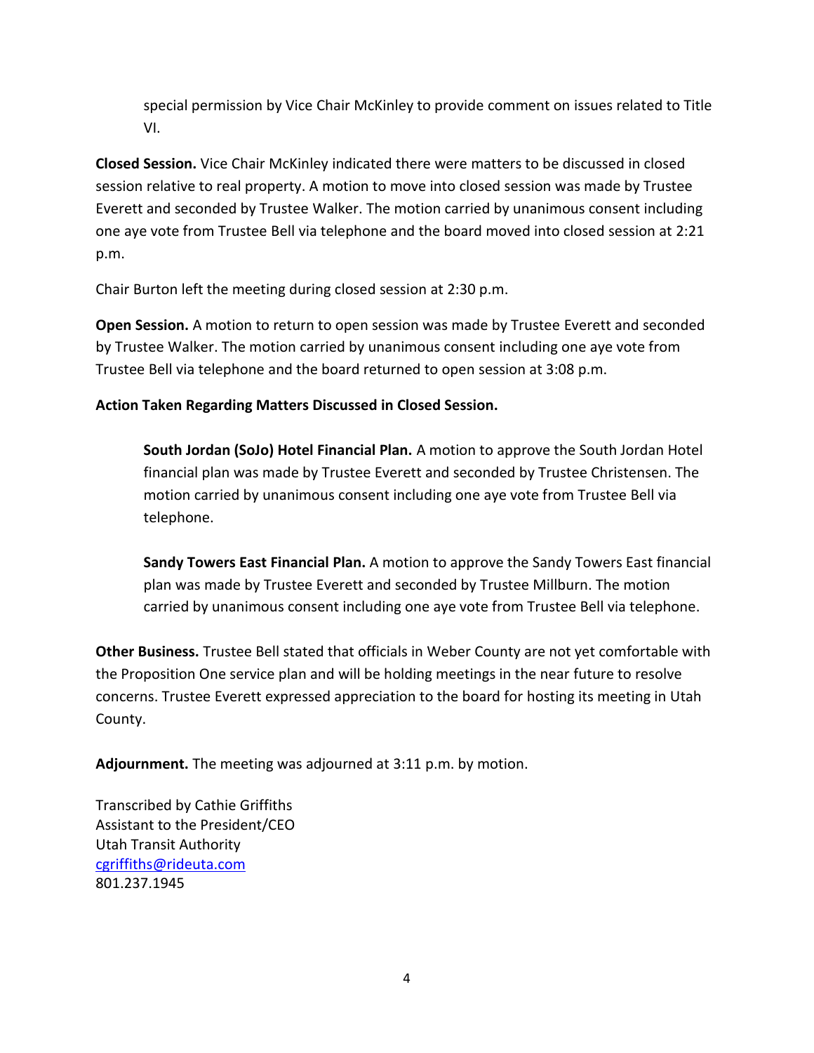special permission by Vice Chair McKinley to provide comment on issues related to Title VI.

**Closed Session.** Vice Chair McKinley indicated there were matters to be discussed in closed session relative to real property. A motion to move into closed session was made by Trustee Everett and seconded by Trustee Walker. The motion carried by unanimous consent including one aye vote from Trustee Bell via telephone and the board moved into closed session at 2:21 p.m.

Chair Burton left the meeting during closed session at 2:30 p.m.

**Open Session.** A motion to return to open session was made by Trustee Everett and seconded by Trustee Walker. The motion carried by unanimous consent including one aye vote from Trustee Bell via telephone and the board returned to open session at 3:08 p.m.

**Action Taken Regarding Matters Discussed in Closed Session.**

**South Jordan (SoJo) Hotel Financial Plan.** A motion to approve the South Jordan Hotel financial plan was made by Trustee Everett and seconded by Trustee Christensen. The motion carried by unanimous consent including one aye vote from Trustee Bell via telephone.

**Sandy Towers East Financial Plan.** A motion to approve the Sandy Towers East financial plan was made by Trustee Everett and seconded by Trustee Millburn. The motion carried by unanimous consent including one aye vote from Trustee Bell via telephone.

**Other Business.** Trustee Bell stated that officials in Weber County are not yet comfortable with the Proposition One service plan and will be holding meetings in the near future to resolve concerns. Trustee Everett expressed appreciation to the board for hosting its meeting in Utah County.

**Adjournment.** The meeting was adjourned at 3:11 p.m. by motion.

Transcribed by Cathie Griffiths
Assistant to the President/CEO
Utah Transit Authority
cgriffiths@rideuta.com
801.237.1945